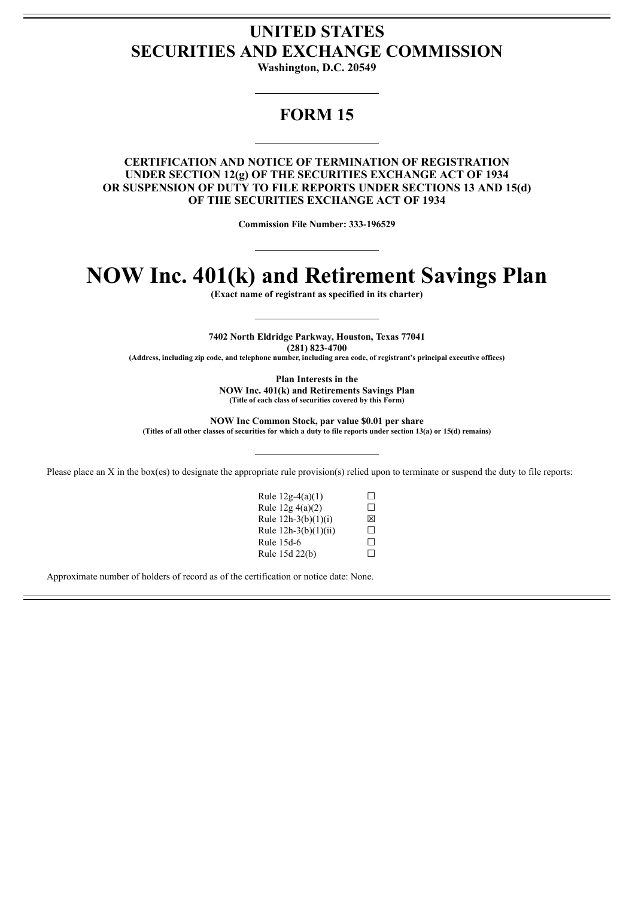# UNITED STATES
# SECURITIES AND EXCHANGE COMMISSION

**Washington, D.C. 20549**

## FORM 15

**CERTIFICATION AND NOTICE OF TERMINATION OF REGISTRATION UNDER SECTION 12(g) OF THE SECURITIES EXCHANGE ACT OF 1934 OR SUSPENSION OF DUTY TO FILE REPORTS UNDER SECTIONS 13 AND 15(d) OF THE SECURITIES EXCHANGE ACT OF 1934**

**Commission File Number: 333-196529**

# NOW Inc. 401(k) and Retirement Savings Plan

**(Exact name of registrant as specified in its charter)**

**7402 North Eldridge Parkway, Houston, Texas 77041**
**(281) 823-4700**
**(Address, including zip code, and telephone number, including area code, of registrant's principal executive offices)**

**Plan Interests in the**
**NOW Inc. 401(k) and Retirements Savings Plan**
**(Title of each class of securities covered by this Form)**

**NOW Inc Common Stock, par value $0.01 per share**
**(Titles of all other classes of securities for which a duty to file reports under section 13(a) or 15(d) remains)**

Please place an X in the box(es) to designate the appropriate rule provision(s) relied upon to terminate or suspend the duty to file reports:

| | |
|---|---|
| Rule 12g-4(a)(1) | ☐ |
| Rule 12g 4(a)(2) | ☐ |
| Rule 12h-3(b)(1)(i) | ☒ |
| Rule 12h-3(b)(1)(ii) | ☐ |
| Rule 15d-6 | ☐ |
| Rule 15d 22(b) | ☐ |

Approximate number of holders of record as of the certification or notice date: None.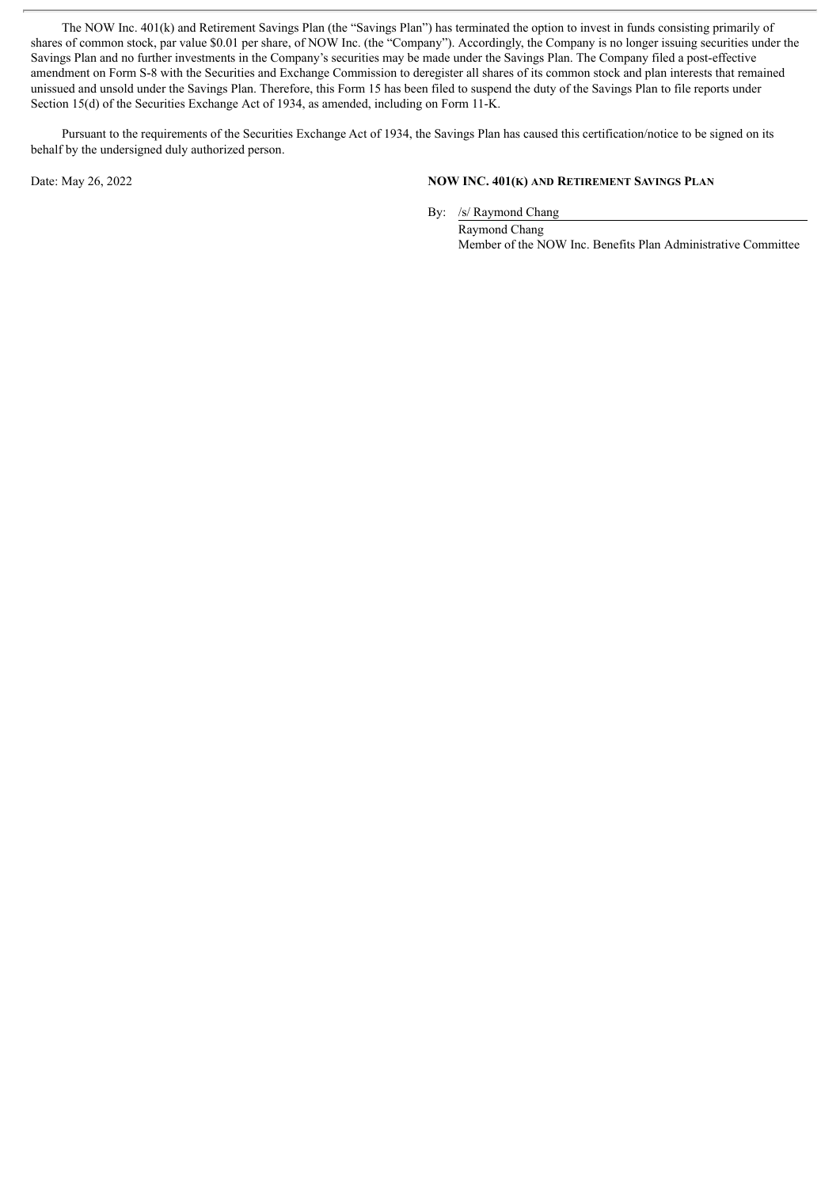The NOW Inc. 401(k) and Retirement Savings Plan (the "Savings Plan") has terminated the option to invest in funds consisting primarily of shares of common stock, par value $0.01 per share, of NOW Inc. (the "Company"). Accordingly, the Company is no longer issuing securities under the Savings Plan and no further investments in the Company's securities may be made under the Savings Plan. The Company filed a post-effective amendment on Form S-8 with the Securities and Exchange Commission to deregister all shares of its common stock and plan interests that remained unissued and unsold under the Savings Plan. Therefore, this Form 15 has been filed to suspend the duty of the Savings Plan to file reports under Section 15(d) of the Securities Exchange Act of 1934, as amended, including on Form 11-K.

Pursuant to the requirements of the Securities Exchange Act of 1934, the Savings Plan has caused this certification/notice to be signed on its behalf by the undersigned duly authorized person.

Date: May 26, 2022

**NOW INC. 401(K) AND RETIREMENT SAVINGS PLAN**

By: /s/ Raymond Chang

Raymond Chang

Member of the NOW Inc. Benefits Plan Administrative Committee